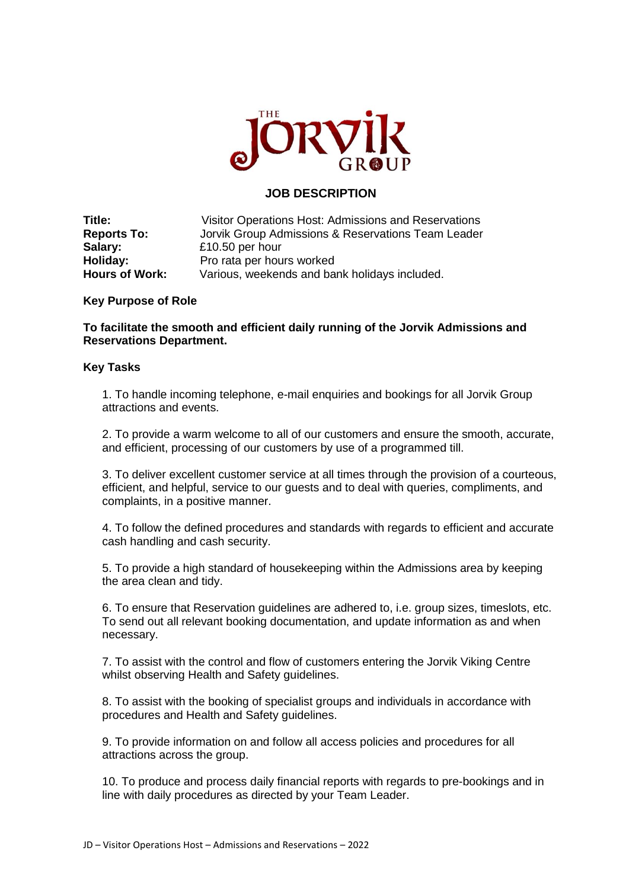# JOB DESCRIPTION

**Title:** Visitor Operations Host: Admissions and Reservations
**Reports To:** Jorvik Group Admissions & Reservations Team Leader
**Salary:** £10.50 per hour
**Holiday:** Pro rata per hours worked
**Hours of Work:** Various, weekends and bank holidays included.

**Key Purpose of Role**

**To facilitate the smooth and efficient daily running of the Jorvik Admissions and Reservations Department.**

**Key Tasks**

1. To handle incoming telephone, e-mail enquiries and bookings for all Jorvik Group attractions and events.

2. To provide a warm welcome to all of our customers and ensure the smooth, accurate, and efficient, processing of our customers by use of a programmed till.

3. To deliver excellent customer service at all times through the provision of a courteous, efficient, and helpful, service to our guests and to deal with queries, compliments, and complaints, in a positive manner.

4. To follow the defined procedures and standards with regards to efficient and accurate cash handling and cash security.

5. To provide a high standard of housekeeping within the Admissions area by keeping the area clean and tidy.

6. To ensure that Reservation guidelines are adhered to, i.e. group sizes, timeslots, etc. To send out all relevant booking documentation, and update information as and when necessary.

7. To assist with the control and flow of customers entering the Jorvik Viking Centre whilst observing Health and Safety guidelines.

8. To assist with the booking of specialist groups and individuals in accordance with procedures and Health and Safety guidelines.

9. To provide information on and follow all access policies and procedures for all attractions across the group.

10. To produce and process daily financial reports with regards to pre-bookings and in line with daily procedures as directed by your Team Leader.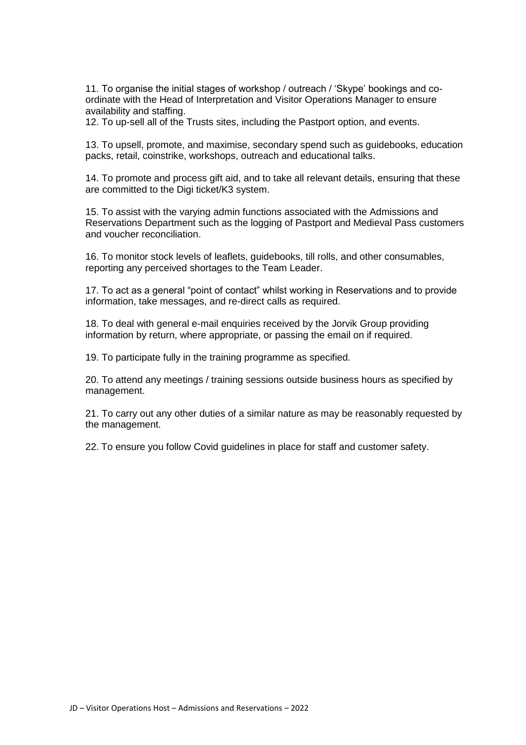11. To organise the initial stages of workshop / outreach / 'Skype' bookings and co-ordinate with the Head of Interpretation and Visitor Operations Manager to ensure availability and staffing.

12. To up-sell all of the Trusts sites, including the Pastport option, and events.

13. To upsell, promote, and maximise, secondary spend such as guidebooks, education packs, retail, coinstrike, workshops, outreach and educational talks.

14. To promote and process gift aid, and to take all relevant details, ensuring that these are committed to the Digi ticket/K3 system.

15. To assist with the varying admin functions associated with the Admissions and Reservations Department such as the logging of Pastport and Medieval Pass customers and voucher reconciliation.

16. To monitor stock levels of leaflets, guidebooks, till rolls, and other consumables, reporting any perceived shortages to the Team Leader.

17. To act as a general "point of contact" whilst working in Reservations and to provide information, take messages, and re-direct calls as required.

18. To deal with general e-mail enquiries received by the Jorvik Group providing information by return, where appropriate, or passing the email on if required.

19. To participate fully in the training programme as specified.

20. To attend any meetings / training sessions outside business hours as specified by management.

21. To carry out any other duties of a similar nature as may be reasonably requested by the management.

22. To ensure you follow Covid guidelines in place for staff and customer safety.